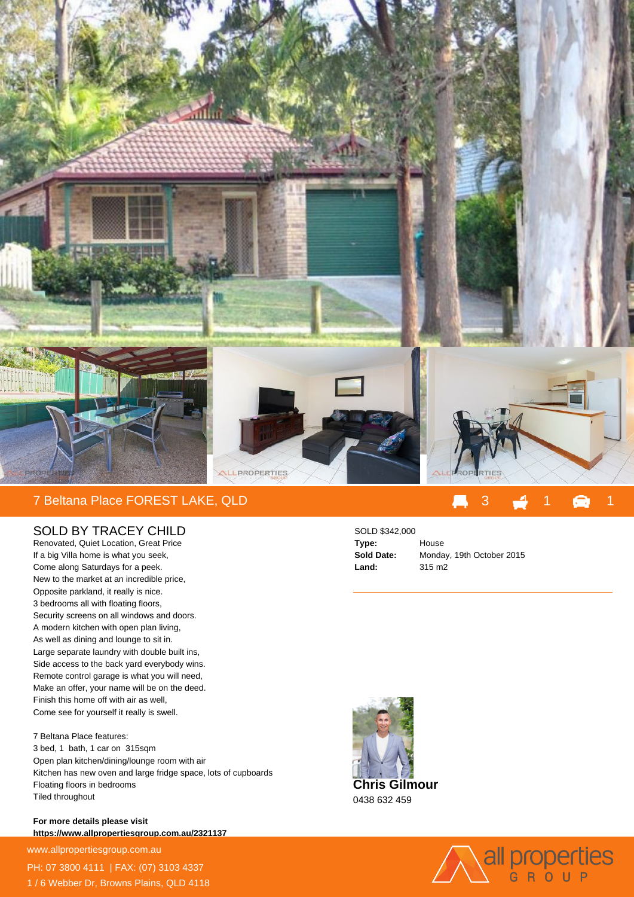# 7 Beltana Place FOREST LAKE, QLD

3 bed | 1 bath | 1 car

## SOLD BY TRACEY CHILD

Renovated, Quiet Location, Great Price
If a big Villa home is what you seek,
Come along Saturdays for a peek.
New to the market at an incredible price,
Opposite parkland, it really is nice.
3 bedrooms all with floating floors,
Security screens on all windows and doors.
A modern kitchen with open plan living,
As well as dining and lounge to sit in.
Large separate laundry with double built ins,
Side access to the back yard everybody wins.
Remote control garage is what you will need,
Make an offer, your name will be on the deed.
Finish this home off with air as well,
Come see for yourself it really is swell.

7 Beltana Place features:
3 bed, 1 bath, 1 car on 315sqm
Open plan kitchen/dining/lounge room with air
Kitchen has new oven and large fridge space, lots of cupboards
Floating floors in bedrooms
Tiled throughout

**For more details please visit**
**https://www.allpropertiesgroup.com.au/2321137**

SOLD $342,000

| | |
|---|---|
| **Type:** | House |
| **Sold Date:** | Monday, 19th October 2015 |
| **Land:** | 315 m2 |

**Chris Gilmour**
0438 632 459

www.allpropertiesgroup.com.au
PH: 07 3800 4111 | FAX: (07) 3103 4337
1 / 6 Webber Dr, Browns Plains, QLD 4118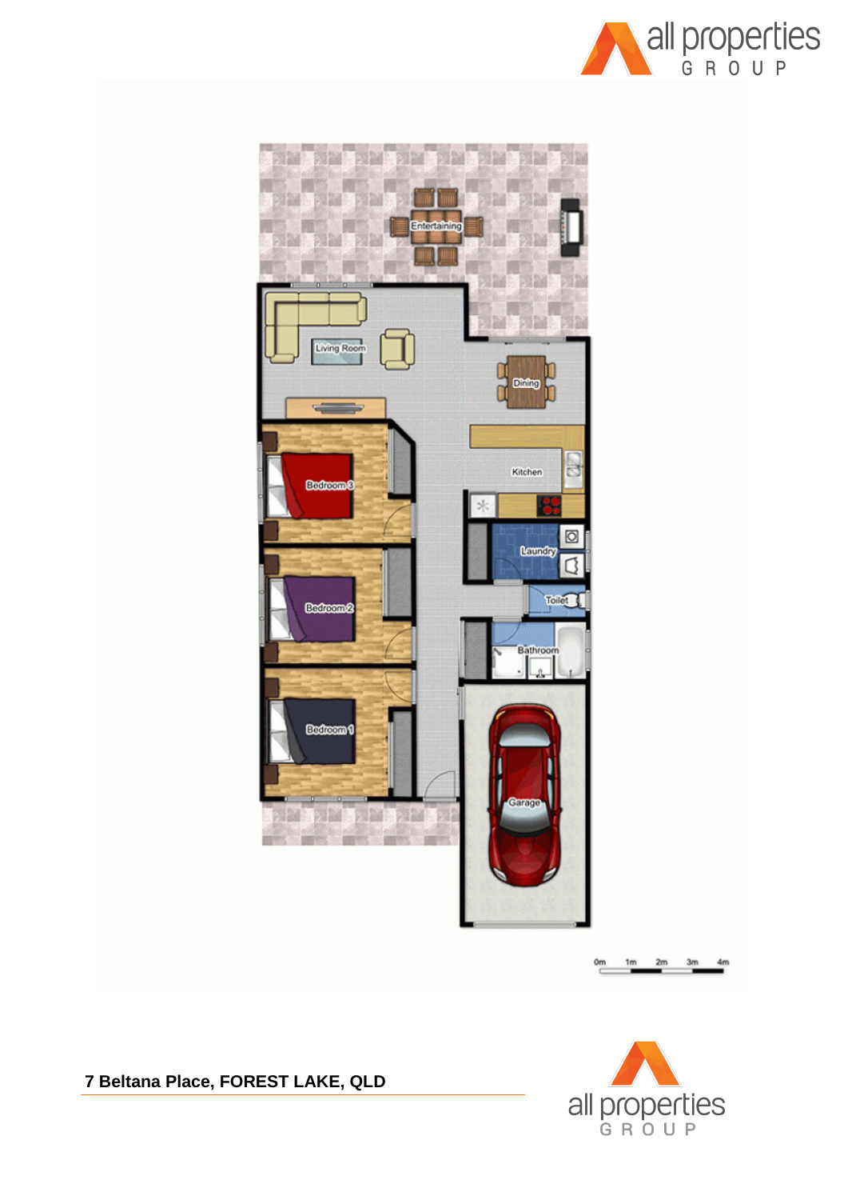all properties GROUP

Entertaining

Living Room

Dining

Kitchen

Bedroom 3

Laundry

Toilet

Bedroom 2

Bathroom

Bedroom 1

Garage

0m 1m 2m 3m 4m

**7 Beltana Place, FOREST LAKE, QLD**

all properties GROUP